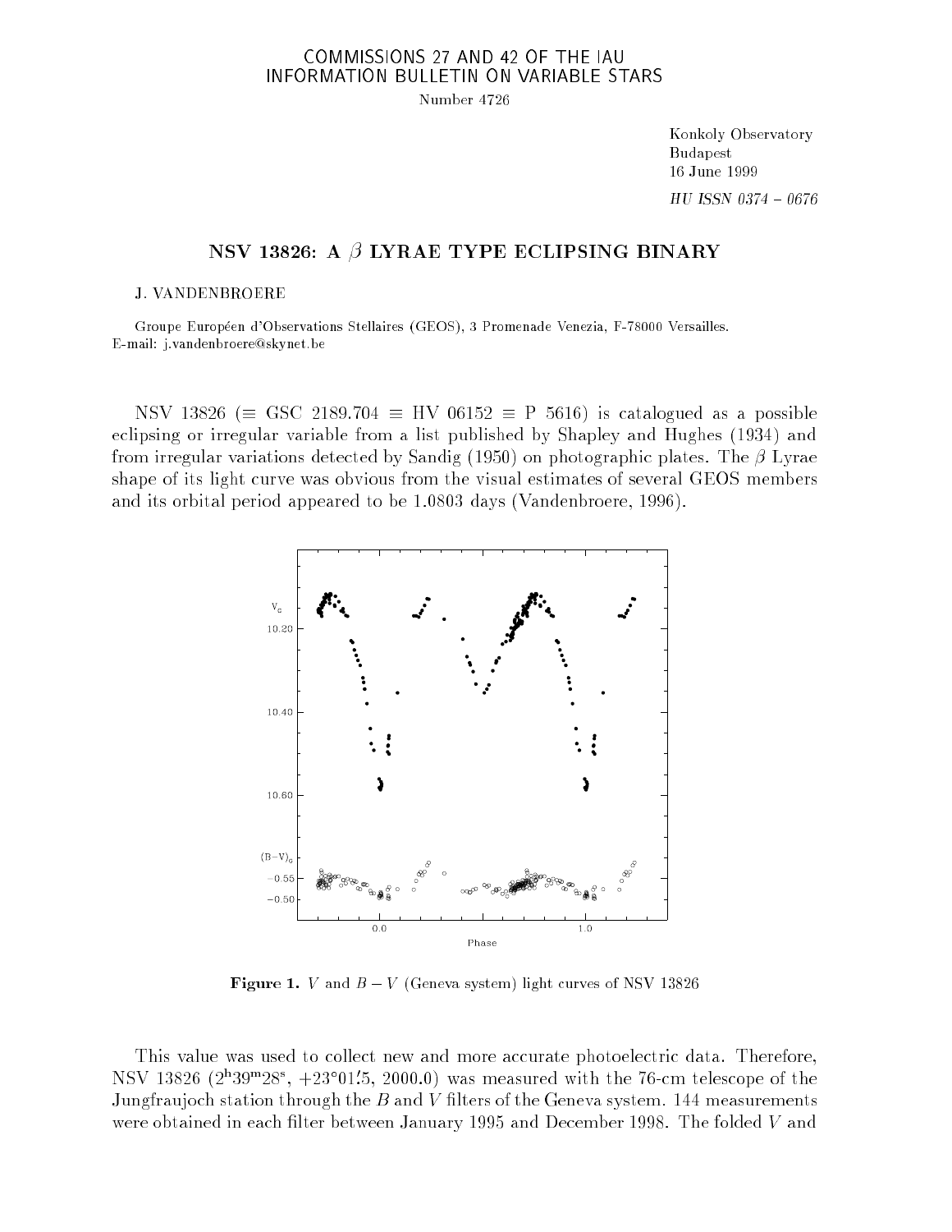COMMISSIONS 27 AND 42 OF THE IAU
INFORMATION BULLETIN ON VARIABLE STARS

Number 4726

Konkoly Observatory
Budapest
16 June 1999

*HU ISSN 0374 – 0676*

# NSV 13826: A $\beta$ LYRAE TYPE ECLIPSING BINARY

J. VANDENBROERE

Groupe Européen d'Observations Stellaires (GEOS), 3 Promenade Venezia, F-78000 Versailles.
E-mail: j.vandenbroere@skynet.be

NSV 13826 ($\equiv$ GSC 2189.704 $\equiv$ HV 06152 $\equiv$ P 5616) is catalogued as a possible eclipsing or irregular variable from a list published by Shapley and Hughes (1934) and from irregular variations detected by Sandig (1950) on photographic plates. The $\beta$ Lyrae shape of its light curve was obvious from the visual estimates of several GEOS members and its orbital period appeared to be 1.0803 days (Vandenbroere, 1996).

**Figure 1.** $V$ and $B-V$ (Geneva system) light curves of NSV 13826

This value was used to collect new and more accurate photoelectric data. Therefore, NSV 13826 ($2^h39^m28^s$, $+23°01'.5$, 2000.0) was measured with the 76-cm telescope of the Jungfraujoch station through the $B$ and $V$ filters of the Geneva system. 144 measurements were obtained in each filter between January 1995 and December 1998. The folded $V$ and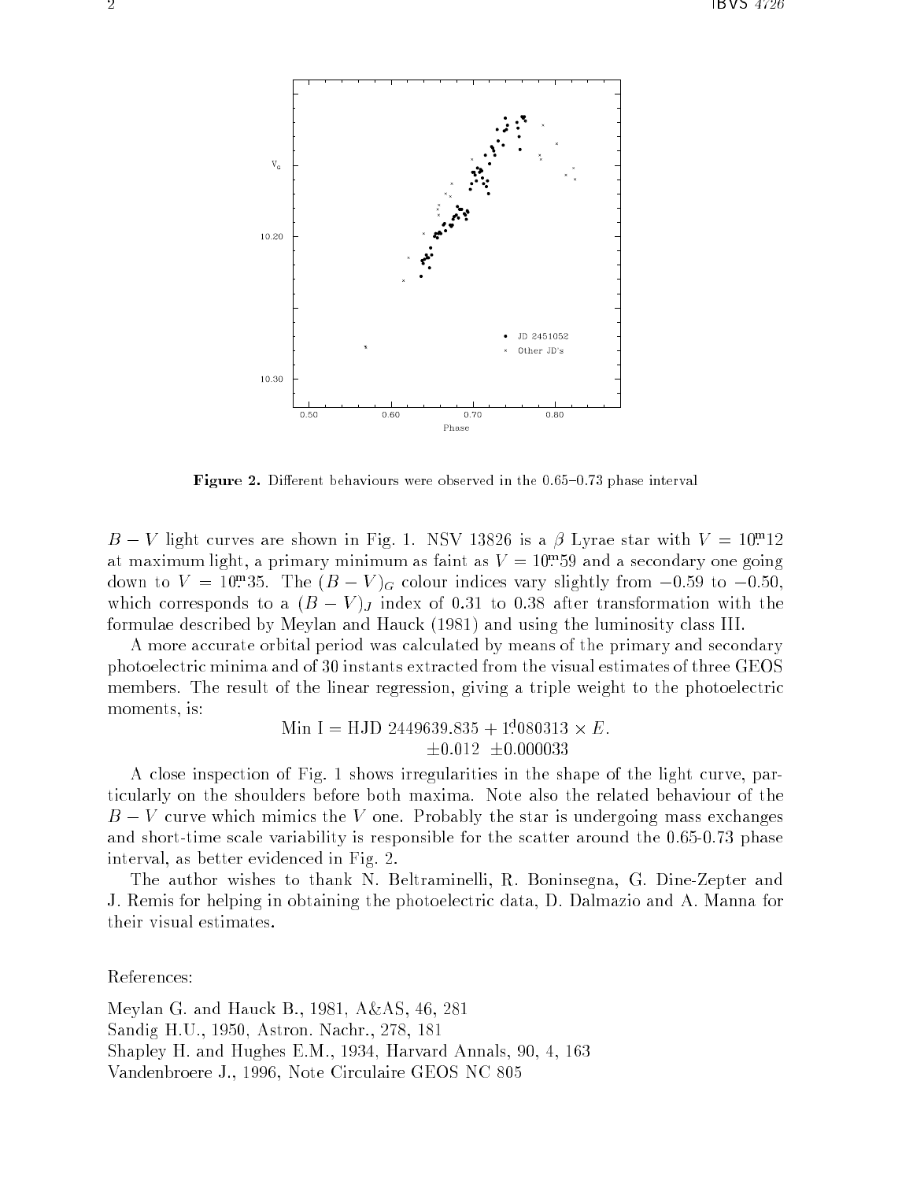V_G

10.20

10.30

0.50 0.60 0.70 0.80

Phase

JD 2451052

Other JD's

**Figure 2.** Different behaviours were observed in the 0.65–0.73 phase interval

$B-V$ light curves are shown in Fig. 1. NSV 13826 is a $\beta$ Lyrae star with $V = 10^{\rm m}\!.12$ at maximum light, a primary minimum as faint as $V = 10^{\rm m}\!.59$ and a secondary one going down to $V = 10^{\rm m}\!.35$. The $(B-V)_G$ colour indices vary slightly from $-0.59$ to $-0.50$, which corresponds to a $(B-V)_J$ index of 0.31 to 0.38 after transformation with the formulae described by Meylan and Hauck (1981) and using the luminosity class III.

A more accurate orbital period was calculated by means of the primary and secondary photoelectric minima and of 30 instants extracted from the visual estimates of three GEOS members. The result of the linear regression, giving a triple weight to the photoelectric moments, is:

$$\text{Min I} = \text{HJD } 2449639.835 + 1^{\rm d}\!.080313 \times E.$$
$$\pm 0.012 \quad \pm 0.000033$$

A close inspection of Fig. 1 shows irregularities in the shape of the light curve, particularly on the shoulders before both maxima. Note also the related behaviour of the $B-V$ curve which mimics the $V$ one. Probably the star is undergoing mass exchanges and short-time scale variability is responsible for the scatter around the 0.65-0.73 phase interval, as better evidenced in Fig. 2.

The author wishes to thank N. Beltraminelli, R. Boninsegna, G. Dine-Zepter and J. Remis for helping in obtaining the photoelectric data, D. Dalmazio and A. Manna for their visual estimates.

References:

Meylan G. and Hauck B., 1981, A&AS, 46, 281
Sandig H.U., 1950, Astron. Nachr., 278, 181
Shapley H. and Hughes E.M., 1934, Harvard Annals, 90, 4, 163
Vandenbroere J., 1996, Note Circulaire GEOS NC 805